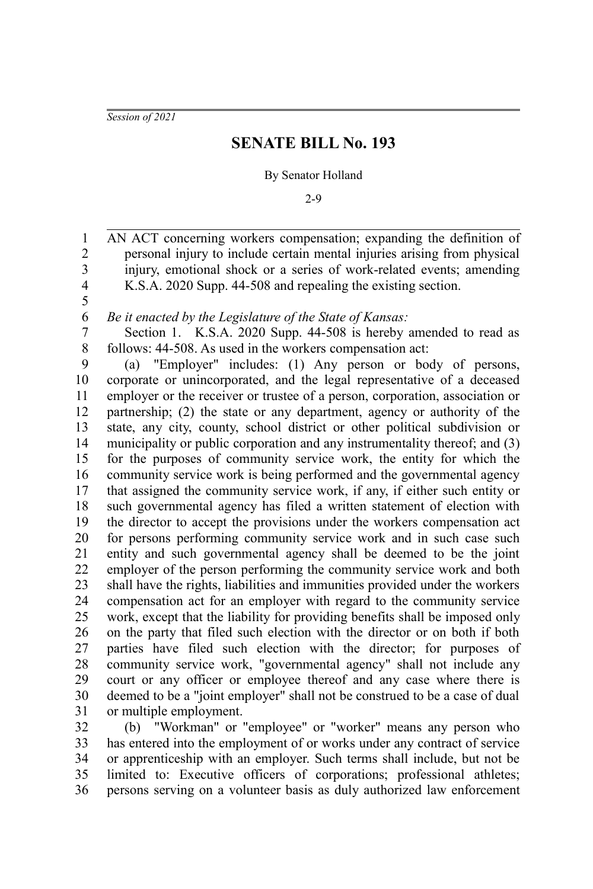*Session of 2021*

# SENATE BILL No. 193

By Senator Holland

2-9

AN ACT concerning workers compensation; expanding the definition of personal injury to include certain mental injuries arising from physical injury, emotional shock or a series of work-related events; amending K.S.A. 2020 Supp. 44-508 and repealing the existing section.

*Be it enacted by the Legislature of the State of Kansas:*

Section 1. K.S.A. 2020 Supp. 44-508 is hereby amended to read as follows: 44-508. As used in the workers compensation act:

(a) "Employer" includes: (1) Any person or body of persons, corporate or unincorporated, and the legal representative of a deceased employer or the receiver or trustee of a person, corporation, association or partnership; (2) the state or any department, agency or authority of the state, any city, county, school district or other political subdivision or municipality or public corporation and any instrumentality thereof; and (3) for the purposes of community service work, the entity for which the community service work is being performed and the governmental agency that assigned the community service work, if any, if either such entity or such governmental agency has filed a written statement of election with the director to accept the provisions under the workers compensation act for persons performing community service work and in such case such entity and such governmental agency shall be deemed to be the joint employer of the person performing the community service work and both shall have the rights, liabilities and immunities provided under the workers compensation act for an employer with regard to the community service work, except that the liability for providing benefits shall be imposed only on the party that filed such election with the director or on both if both parties have filed such election with the director; for purposes of community service work, "governmental agency" shall not include any court or any officer or employee thereof and any case where there is deemed to be a "joint employer" shall not be construed to be a case of dual or multiple employment.

(b) "Workman" or "employee" or "worker" means any person who has entered into the employment of or works under any contract of service or apprenticeship with an employer. Such terms shall include, but not be limited to: Executive officers of corporations; professional athletes; persons serving on a volunteer basis as duly authorized law enforcement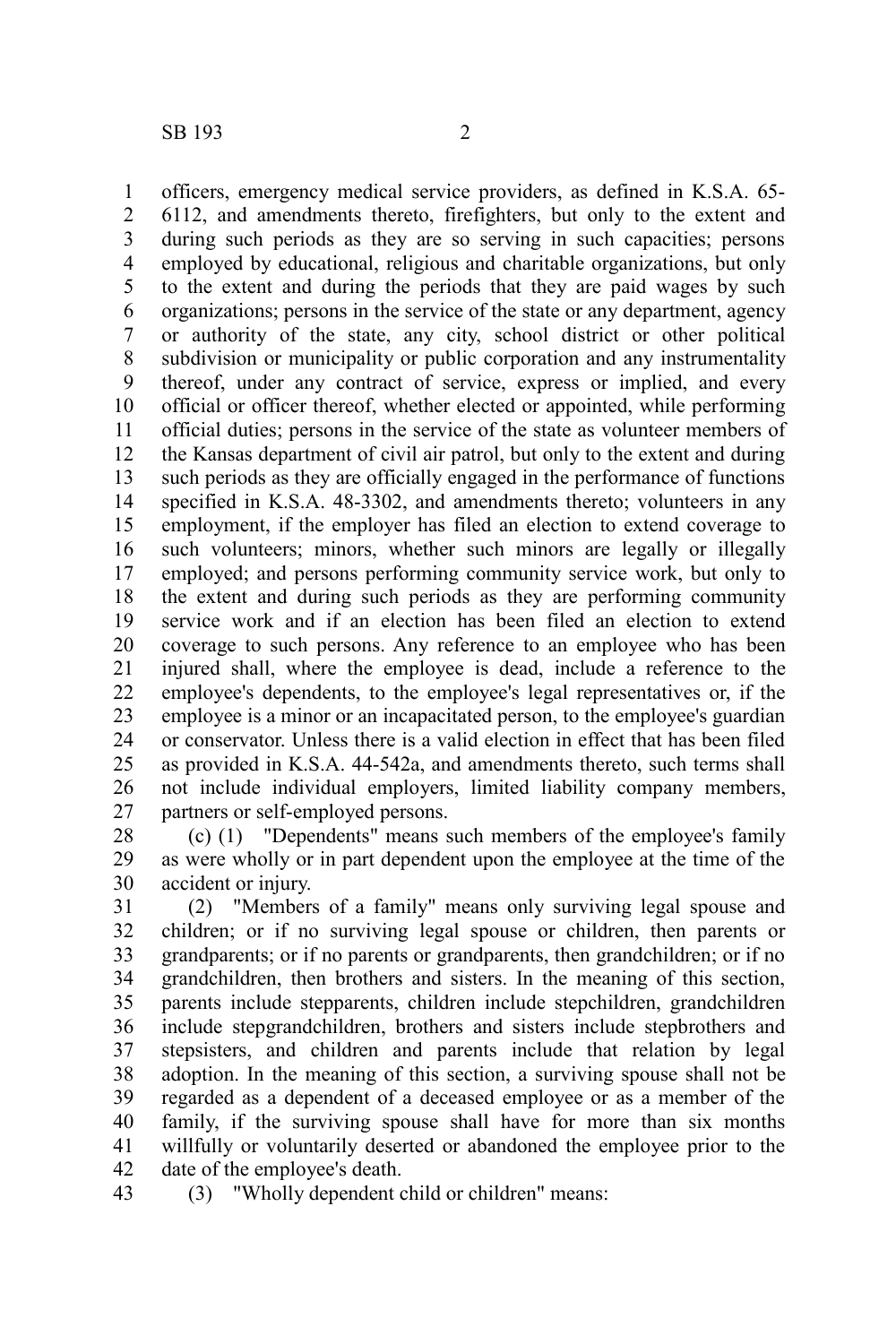officers, emergency medical service providers, as defined in K.S.A. 65-6112, and amendments thereto, firefighters, but only to the extent and during such periods as they are so serving in such capacities; persons employed by educational, religious and charitable organizations, but only to the extent and during the periods that they are paid wages by such organizations; persons in the service of the state or any department, agency or authority of the state, any city, school district or other political subdivision or municipality or public corporation and any instrumentality thereof, under any contract of service, express or implied, and every official or officer thereof, whether elected or appointed, while performing official duties; persons in the service of the state as volunteer members of the Kansas department of civil air patrol, but only to the extent and during such periods as they are officially engaged in the performance of functions specified in K.S.A. 48-3302, and amendments thereto; volunteers in any employment, if the employer has filed an election to extend coverage to such volunteers; minors, whether such minors are legally or illegally employed; and persons performing community service work, but only to the extent and during such periods as they are performing community service work and if an election has been filed an election to extend coverage to such persons. Any reference to an employee who has been injured shall, where the employee is dead, include a reference to the employee's dependents, to the employee's legal representatives or, if the employee is a minor or an incapacitated person, to the employee's guardian or conservator. Unless there is a valid election in effect that has been filed as provided in K.S.A. 44-542a, and amendments thereto, such terms shall not include individual employers, limited liability company members, partners or self-employed persons.

(c) (1) "Dependents" means such members of the employee's family as were wholly or in part dependent upon the employee at the time of the accident or injury.

(2) "Members of a family" means only surviving legal spouse and children; or if no surviving legal spouse or children, then parents or grandparents; or if no parents or grandparents, then grandchildren; or if no grandchildren, then brothers and sisters. In the meaning of this section, parents include stepparents, children include stepchildren, grandchildren include stepgrandchildren, brothers and sisters include stepbrothers and stepsisters, and children and parents include that relation by legal adoption. In the meaning of this section, a surviving spouse shall not be regarded as a dependent of a deceased employee or as a member of the family, if the surviving spouse shall have for more than six months willfully or voluntarily deserted or abandoned the employee prior to the date of the employee's death.

(3) "Wholly dependent child or children" means: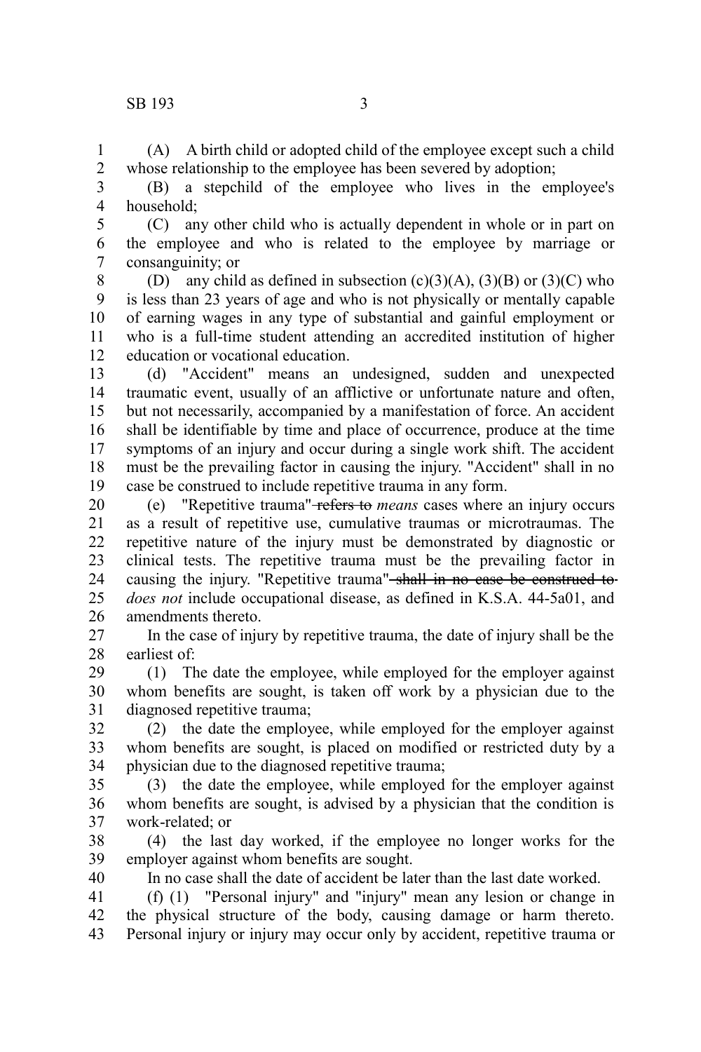(A) A birth child or adopted child of the employee except such a child whose relationship to the employee has been severed by adoption;

(B) a stepchild of the employee who lives in the employee's household;

(C) any other child who is actually dependent in whole or in part on the employee and who is related to the employee by marriage or consanguinity; or

(D) any child as defined in subsection (c)(3)(A), (3)(B) or (3)(C) who is less than 23 years of age and who is not physically or mentally capable of earning wages in any type of substantial and gainful employment or who is a full-time student attending an accredited institution of higher education or vocational education.

(d) "Accident" means an undesigned, sudden and unexpected traumatic event, usually of an afflictive or unfortunate nature and often, but not necessarily, accompanied by a manifestation of force. An accident shall be identifiable by time and place of occurrence, produce at the time symptoms of an injury and occur during a single work shift. The accident must be the prevailing factor in causing the injury. "Accident" shall in no case be construed to include repetitive trauma in any form.

(e) "Repetitive trauma" ~~refers to~~ *means* cases where an injury occurs as a result of repetitive use, cumulative traumas or microtraumas. The repetitive nature of the injury must be demonstrated by diagnostic or clinical tests. The repetitive trauma must be the prevailing factor in causing the injury. "Repetitive trauma" ~~shall in no case be construed to~~ *does not* include occupational disease, as defined in K.S.A. 44-5a01, and amendments thereto.

In the case of injury by repetitive trauma, the date of injury shall be the earliest of:

(1) The date the employee, while employed for the employer against whom benefits are sought, is taken off work by a physician due to the diagnosed repetitive trauma;

(2) the date the employee, while employed for the employer against whom benefits are sought, is placed on modified or restricted duty by a physician due to the diagnosed repetitive trauma;

(3) the date the employee, while employed for the employer against whom benefits are sought, is advised by a physician that the condition is work-related; or

(4) the last day worked, if the employee no longer works for the employer against whom benefits are sought.

In no case shall the date of accident be later than the last date worked.

(f) (1) "Personal injury" and "injury" mean any lesion or change in the physical structure of the body, causing damage or harm thereto. Personal injury or injury may occur only by accident, repetitive trauma or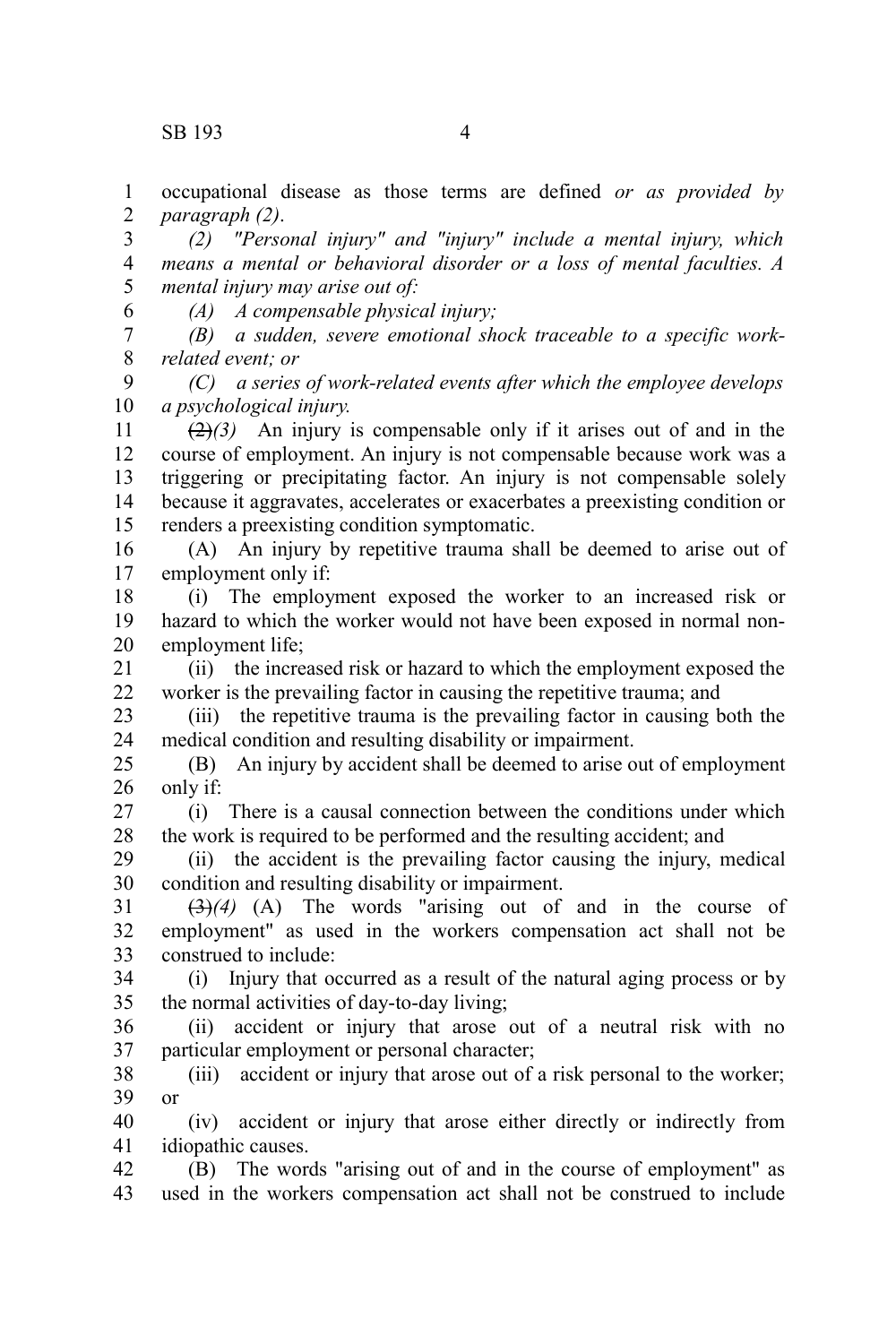occupational disease as those terms are defined *or as provided by paragraph (2)*.

*(2) "Personal injury" and "injury" include a mental injury, which means a mental or behavioral disorder or a loss of mental faculties. A mental injury may arise out of:*

*(A) A compensable physical injury;*

*(B) a sudden, severe emotional shock traceable to a specific work-related event; or*

*(C) a series of work-related events after which the employee develops a psychological injury.*

~~(2)~~*(3)* An injury is compensable only if it arises out of and in the course of employment. An injury is not compensable because work was a triggering or precipitating factor. An injury is not compensable solely because it aggravates, accelerates or exacerbates a preexisting condition or renders a preexisting condition symptomatic.

(A) An injury by repetitive trauma shall be deemed to arise out of employment only if:

(i) The employment exposed the worker to an increased risk or hazard to which the worker would not have been exposed in normal non-employment life;

(ii) the increased risk or hazard to which the employment exposed the worker is the prevailing factor in causing the repetitive trauma; and

(iii) the repetitive trauma is the prevailing factor in causing both the medical condition and resulting disability or impairment.

(B) An injury by accident shall be deemed to arise out of employment only if:

(i) There is a causal connection between the conditions under which the work is required to be performed and the resulting accident; and

(ii) the accident is the prevailing factor causing the injury, medical condition and resulting disability or impairment.

~~(3)~~*(4)* (A) The words "arising out of and in the course of employment" as used in the workers compensation act shall not be construed to include:

(i) Injury that occurred as a result of the natural aging process or by the normal activities of day-to-day living;

(ii) accident or injury that arose out of a neutral risk with no particular employment or personal character;

(iii) accident or injury that arose out of a risk personal to the worker; or

(iv) accident or injury that arose either directly or indirectly from idiopathic causes.

(B) The words "arising out of and in the course of employment" as used in the workers compensation act shall not be construed to include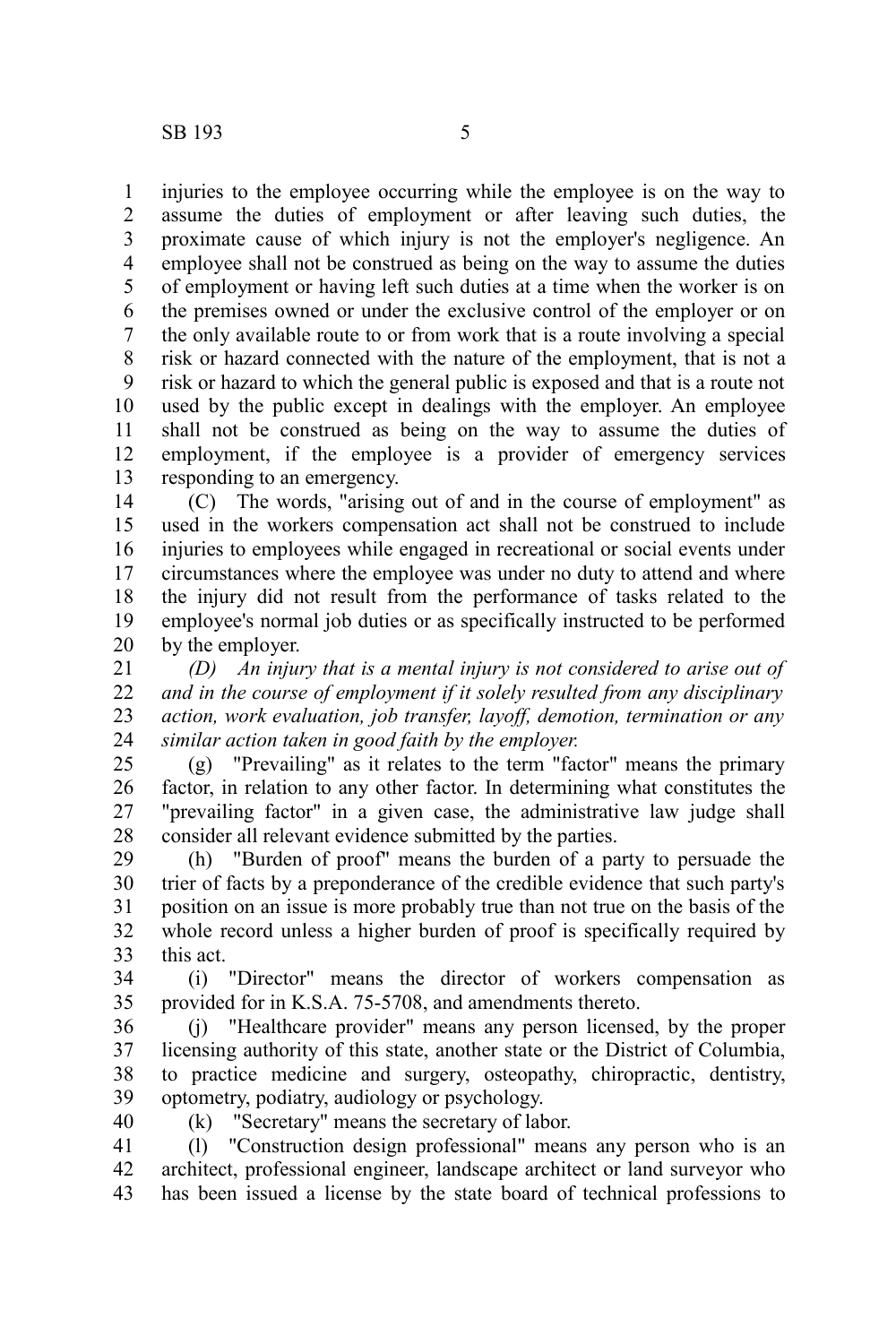injuries to the employee occurring while the employee is on the way to assume the duties of employment or after leaving such duties, the proximate cause of which injury is not the employer's negligence. An employee shall not be construed as being on the way to assume the duties of employment or having left such duties at a time when the worker is on the premises owned or under the exclusive control of the employer or on the only available route to or from work that is a route involving a special risk or hazard connected with the nature of the employment, that is not a risk or hazard to which the general public is exposed and that is a route not used by the public except in dealings with the employer. An employee shall not be construed as being on the way to assume the duties of employment, if the employee is a provider of emergency services responding to an emergency.

(C) The words, "arising out of and in the course of employment" as used in the workers compensation act shall not be construed to include injuries to employees while engaged in recreational or social events under circumstances where the employee was under no duty to attend and where the injury did not result from the performance of tasks related to the employee's normal job duties or as specifically instructed to be performed by the employer.

*(D) An injury that is a mental injury is not considered to arise out of and in the course of employment if it solely resulted from any disciplinary action, work evaluation, job transfer, layoff, demotion, termination or any similar action taken in good faith by the employer.*

(g) "Prevailing" as it relates to the term "factor" means the primary factor, in relation to any other factor. In determining what constitutes the "prevailing factor" in a given case, the administrative law judge shall consider all relevant evidence submitted by the parties.

(h) "Burden of proof" means the burden of a party to persuade the trier of facts by a preponderance of the credible evidence that such party's position on an issue is more probably true than not true on the basis of the whole record unless a higher burden of proof is specifically required by this act.

(i) "Director" means the director of workers compensation as provided for in K.S.A. 75-5708, and amendments thereto.

(j) "Healthcare provider" means any person licensed, by the proper licensing authority of this state, another state or the District of Columbia, to practice medicine and surgery, osteopathy, chiropractic, dentistry, optometry, podiatry, audiology or psychology.

(k) "Secretary" means the secretary of labor.

(l) "Construction design professional" means any person who is an architect, professional engineer, landscape architect or land surveyor who has been issued a license by the state board of technical professions to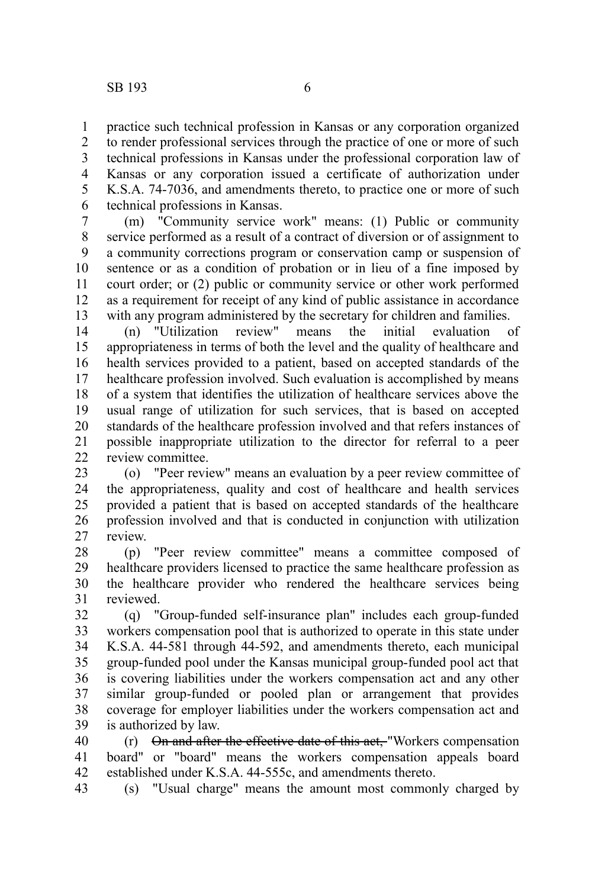practice such technical profession in Kansas or any corporation organized to render professional services through the practice of one or more of such technical professions in Kansas under the professional corporation law of Kansas or any corporation issued a certificate of authorization under K.S.A. 74-7036, and amendments thereto, to practice one or more of such technical professions in Kansas.

(m) "Community service work" means: (1) Public or community service performed as a result of a contract of diversion or of assignment to a community corrections program or conservation camp or suspension of sentence or as a condition of probation or in lieu of a fine imposed by court order; or (2) public or community service or other work performed as a requirement for receipt of any kind of public assistance in accordance with any program administered by the secretary for children and families.

(n) "Utilization review" means the initial evaluation of appropriateness in terms of both the level and the quality of healthcare and health services provided to a patient, based on accepted standards of the healthcare profession involved. Such evaluation is accomplished by means of a system that identifies the utilization of healthcare services above the usual range of utilization for such services, that is based on accepted standards of the healthcare profession involved and that refers instances of possible inappropriate utilization to the director for referral to a peer review committee.

(o) "Peer review" means an evaluation by a peer review committee of the appropriateness, quality and cost of healthcare and health services provided a patient that is based on accepted standards of the healthcare profession involved and that is conducted in conjunction with utilization review.

(p) "Peer review committee" means a committee composed of healthcare providers licensed to practice the same healthcare profession as the healthcare provider who rendered the healthcare services being reviewed.

(q) "Group-funded self-insurance plan" includes each group-funded workers compensation pool that is authorized to operate in this state under K.S.A. 44-581 through 44-592, and amendments thereto, each municipal group-funded pool under the Kansas municipal group-funded pool act that is covering liabilities under the workers compensation act and any other similar group-funded or pooled plan or arrangement that provides coverage for employer liabilities under the workers compensation act and is authorized by law.

(r) ~~On and after the effective date of this act,~~ "Workers compensation board" or "board" means the workers compensation appeals board established under K.S.A. 44-555c, and amendments thereto.

(s) "Usual charge" means the amount most commonly charged by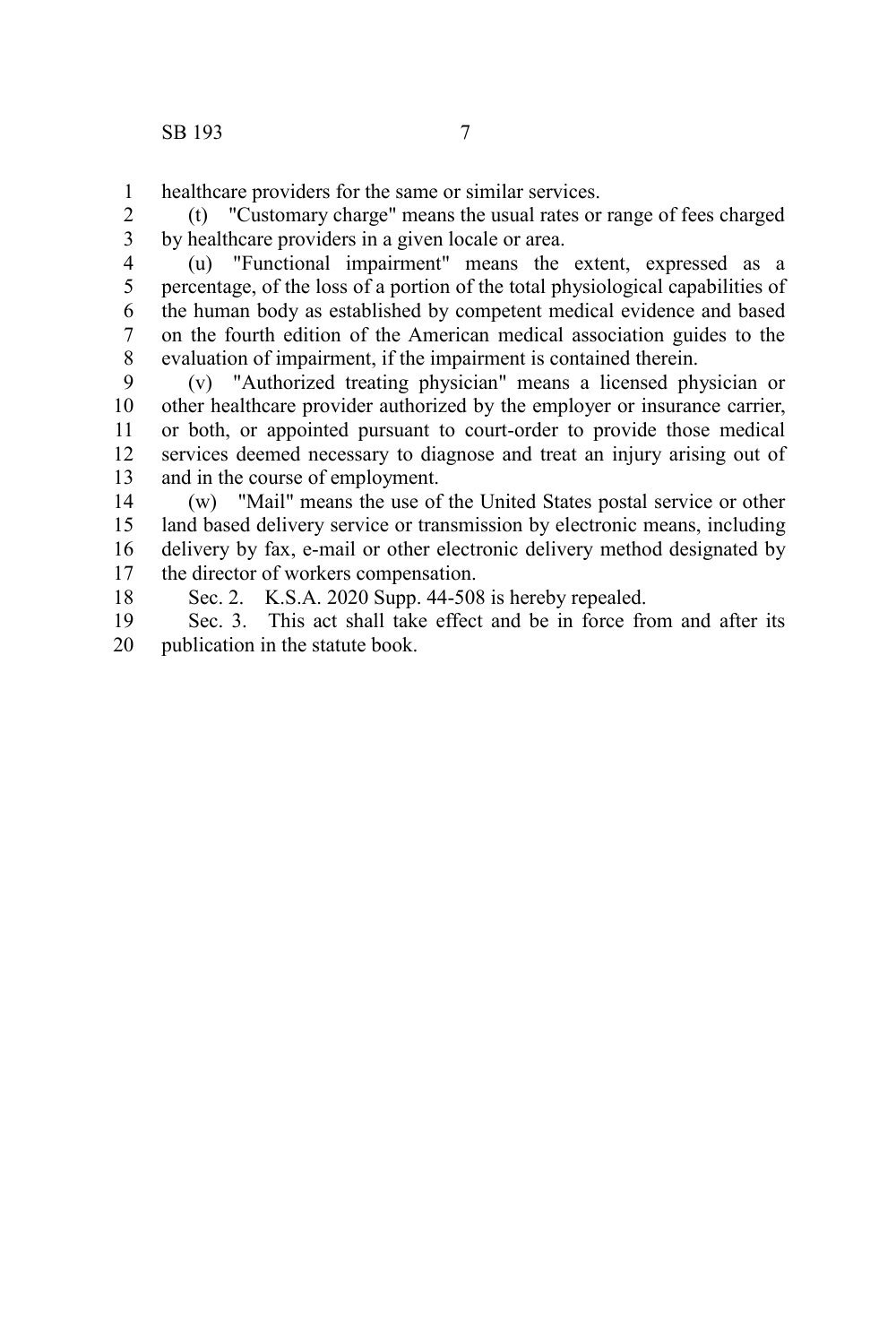healthcare providers for the same or similar services.

(t) "Customary charge" means the usual rates or range of fees charged by healthcare providers in a given locale or area.

(u) "Functional impairment" means the extent, expressed as a percentage, of the loss of a portion of the total physiological capabilities of the human body as established by competent medical evidence and based on the fourth edition of the American medical association guides to the evaluation of impairment, if the impairment is contained therein.

(v) "Authorized treating physician" means a licensed physician or other healthcare provider authorized by the employer or insurance carrier, or both, or appointed pursuant to court-order to provide those medical services deemed necessary to diagnose and treat an injury arising out of and in the course of employment.

(w) "Mail" means the use of the United States postal service or other land based delivery service or transmission by electronic means, including delivery by fax, e-mail or other electronic delivery method designated by the director of workers compensation.

Sec. 2. K.S.A. 2020 Supp. 44-508 is hereby repealed.

Sec. 3. This act shall take effect and be in force from and after its publication in the statute book.